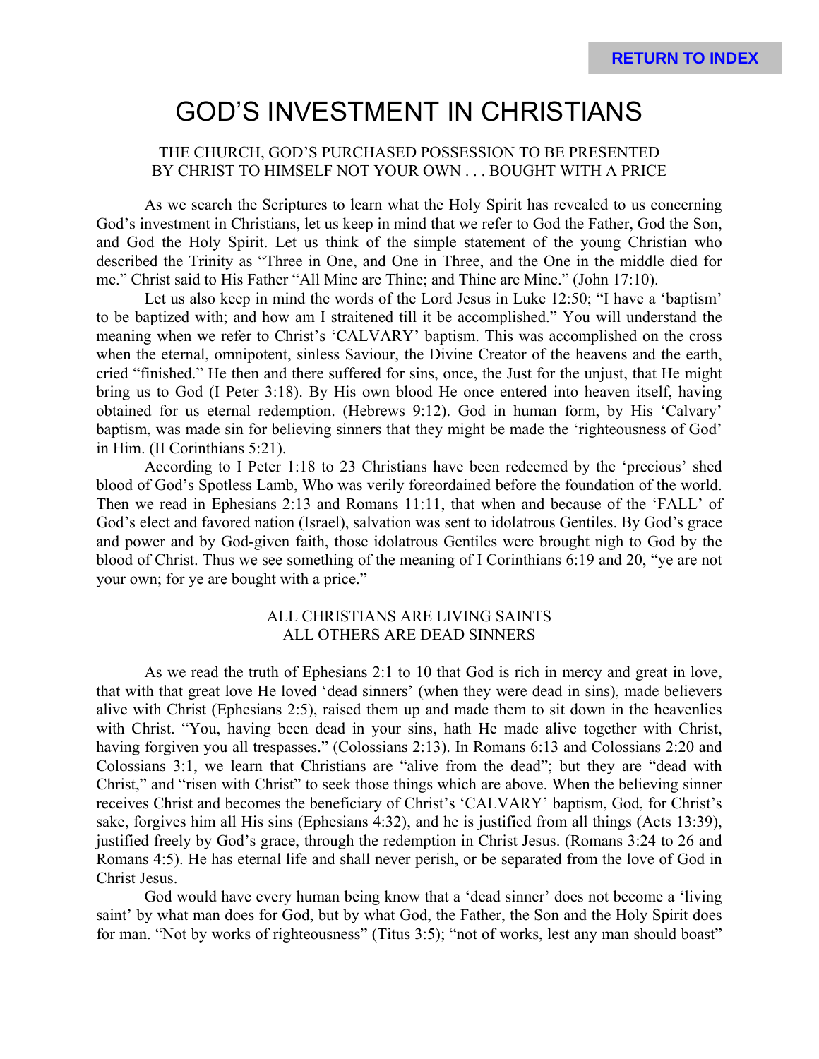# GOD'S INVESTMENT IN CHRISTIANS

THE CHURCH, GOD'S PURCHASED POSSESSION TO BE PRESENTED BY CHRIST TO HIMSELF NOT YOUR OWN . . . BOUGHT WITH A PRICE

As we search the Scriptures to learn what the Holy Spirit has revealed to us concerning God's investment in Christians, let us keep in mind that we refer to God the Father, God the Son, and God the Holy Spirit. Let us think of the simple statement of the young Christian who described the Trinity as "Three in One, and One in Three, and the One in the middle died for me." Christ said to His Father "All Mine are Thine; and Thine are Mine." (John 17:10).

Let us also keep in mind the words of the Lord Jesus in Luke 12:50; "I have a 'baptism' to be baptized with; and how am I straitened till it be accomplished." You will understand the meaning when we refer to Christ's 'CALVARY' baptism. This was accomplished on the cross when the eternal, omnipotent, sinless Saviour, the Divine Creator of the heavens and the earth, cried "finished." He then and there suffered for sins, once, the Just for the unjust, that He might bring us to God (I Peter 3:18). By His own blood He once entered into heaven itself, having obtained for us eternal redemption. (Hebrews 9:12). God in human form, by His 'Calvary' baptism, was made sin for believing sinners that they might be made the 'righteousness of God' in Him. (II Corinthians 5:21).

According to I Peter 1:18 to 23 Christians have been redeemed by the 'precious' shed blood of God's Spotless Lamb, Who was verily foreordained before the foundation of the world. Then we read in Ephesians 2:13 and Romans 11:11, that when and because of the 'FALL' of God's elect and favored nation (Israel), salvation was sent to idolatrous Gentiles. By God's grace and power and by God-given faith, those idolatrous Gentiles were brought nigh to God by the blood of Christ. Thus we see something of the meaning of I Corinthians 6:19 and 20, "ye are not your own; for ye are bought with a price."

## ALL CHRISTIANS ARE LIVING SAINTS ALL OTHERS ARE DEAD SINNERS

As we read the truth of Ephesians 2:1 to 10 that God is rich in mercy and great in love, that with that great love He loved 'dead sinners' (when they were dead in sins), made believers alive with Christ (Ephesians 2:5), raised them up and made them to sit down in the heavenlies with Christ. "You, having been dead in your sins, hath He made alive together with Christ, having forgiven you all trespasses." (Colossians 2:13). In Romans 6:13 and Colossians 2:20 and Colossians 3:1, we learn that Christians are "alive from the dead"; but they are "dead with Christ," and "risen with Christ" to seek those things which are above. When the believing sinner receives Christ and becomes the beneficiary of Christ's 'CALVARY' baptism, God, for Christ's sake, forgives him all His sins (Ephesians 4:32), and he is justified from all things (Acts 13:39), justified freely by God's grace, through the redemption in Christ Jesus. (Romans 3:24 to 26 and Romans 4:5). He has eternal life and shall never perish, or be separated from the love of God in Christ Jesus.

God would have every human being know that a 'dead sinner' does not become a 'living saint' by what man does for God, but by what God, the Father, the Son and the Holy Spirit does for man. "Not by works of righteousness" (Titus 3:5); "not of works, lest any man should boast"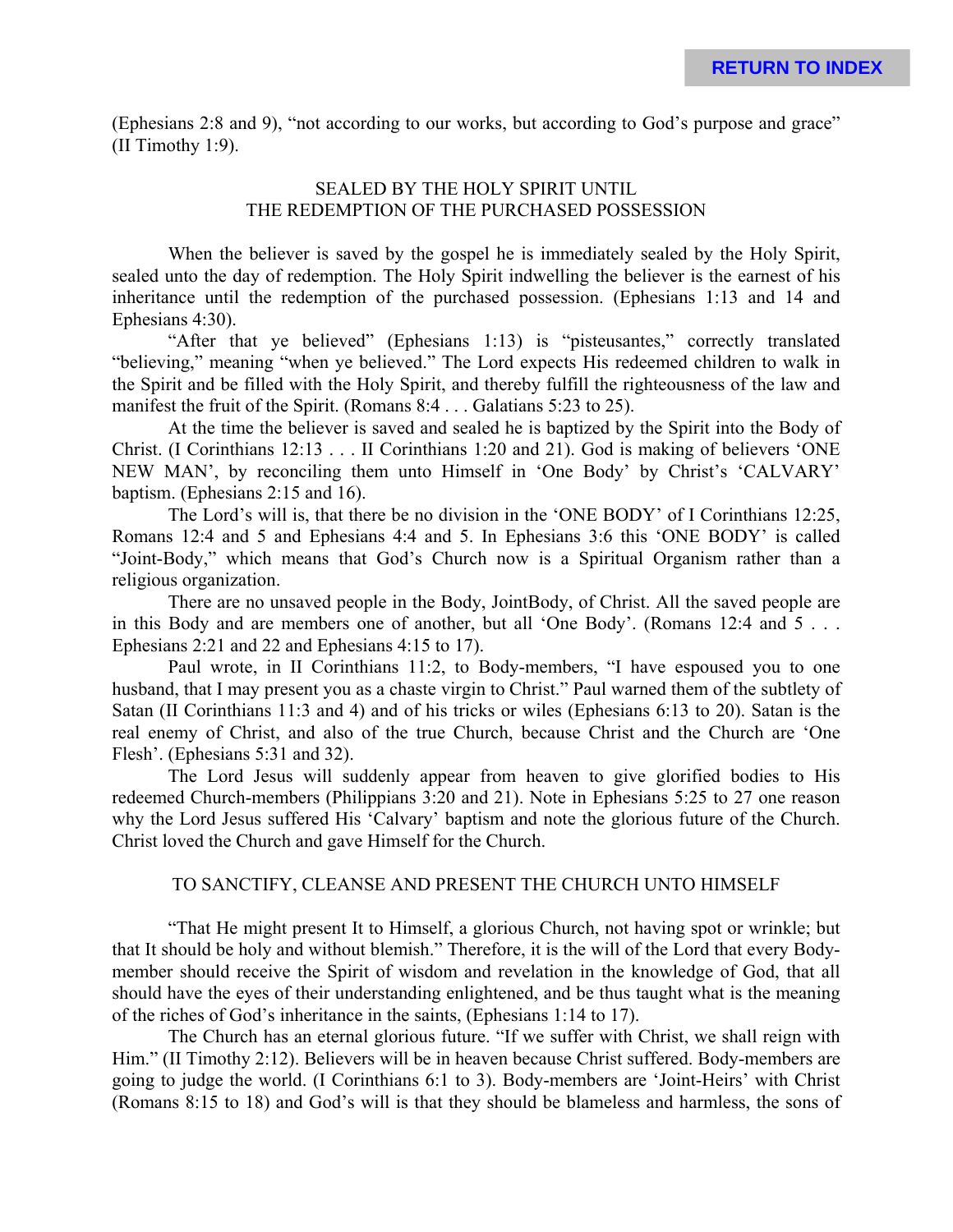(Ephesians 2:8 and 9), "not according to our works, but according to God's purpose and grace" (II Timothy 1:9).

## SEALED BY THE HOLY SPIRIT UNTIL THE REDEMPTION OF THE PURCHASED POSSESSION

When the believer is saved by the gospel he is immediately sealed by the Holy Spirit, sealed unto the day of redemption. The Holy Spirit indwelling the believer is the earnest of his inheritance until the redemption of the purchased possession. (Ephesians 1:13 and 14 and Ephesians 4:30).

"After that ye believed" (Ephesians 1:13) is "pisteusantes," correctly translated "believing," meaning "when ye believed." The Lord expects His redeemed children to walk in the Spirit and be filled with the Holy Spirit, and thereby fulfill the righteousness of the law and manifest the fruit of the Spirit. (Romans 8:4 . . . Galatians 5:23 to 25).

At the time the believer is saved and sealed he is baptized by the Spirit into the Body of Christ. (I Corinthians 12:13 . . . II Corinthians 1:20 and 21). God is making of believers 'ONE NEW MAN', by reconciling them unto Himself in 'One Body' by Christ's 'CALVARY' baptism. (Ephesians 2:15 and 16).

The Lord's will is, that there be no division in the 'ONE BODY' of I Corinthians 12:25, Romans 12:4 and 5 and Ephesians 4:4 and 5. In Ephesians 3:6 this 'ONE BODY' is called "Joint-Body," which means that God's Church now is a Spiritual Organism rather than a religious organization.

There are no unsaved people in the Body, JointBody, of Christ. All the saved people are in this Body and are members one of another, but all 'One Body'. (Romans 12:4 and 5 . . . Ephesians 2:21 and 22 and Ephesians 4:15 to 17).

Paul wrote, in II Corinthians 11:2, to Body-members, "I have espoused you to one husband, that I may present you as a chaste virgin to Christ." Paul warned them of the subtlety of Satan (II Corinthians 11:3 and 4) and of his tricks or wiles (Ephesians 6:13 to 20). Satan is the real enemy of Christ, and also of the true Church, because Christ and the Church are 'One Flesh'. (Ephesians 5:31 and 32).

The Lord Jesus will suddenly appear from heaven to give glorified bodies to His redeemed Church-members (Philippians 3:20 and 21). Note in Ephesians 5:25 to 27 one reason why the Lord Jesus suffered His 'Calvary' baptism and note the glorious future of the Church. Christ loved the Church and gave Himself for the Church.

## TO SANCTIFY, CLEANSE AND PRESENT THE CHURCH UNTO HIMSELF

"That He might present It to Himself, a glorious Church, not having spot or wrinkle; but that It should be holy and without blemish." Therefore, it is the will of the Lord that every Body-member should receive the Spirit of wisdom and revelation in the knowledge of God, that all should have the eyes of their understanding enlightened, and be thus taught what is the meaning of the riches of God's inheritance in the saints, (Ephesians 1:14 to 17).

The Church has an eternal glorious future. "If we suffer with Christ, we shall reign with Him." (II Timothy 2:12). Believers will be in heaven because Christ suffered. Body-members are going to judge the world. (I Corinthians 6:1 to 3). Body-members are 'Joint-Heirs' with Christ (Romans 8:15 to 18) and God's will is that they should be blameless and harmless, the sons of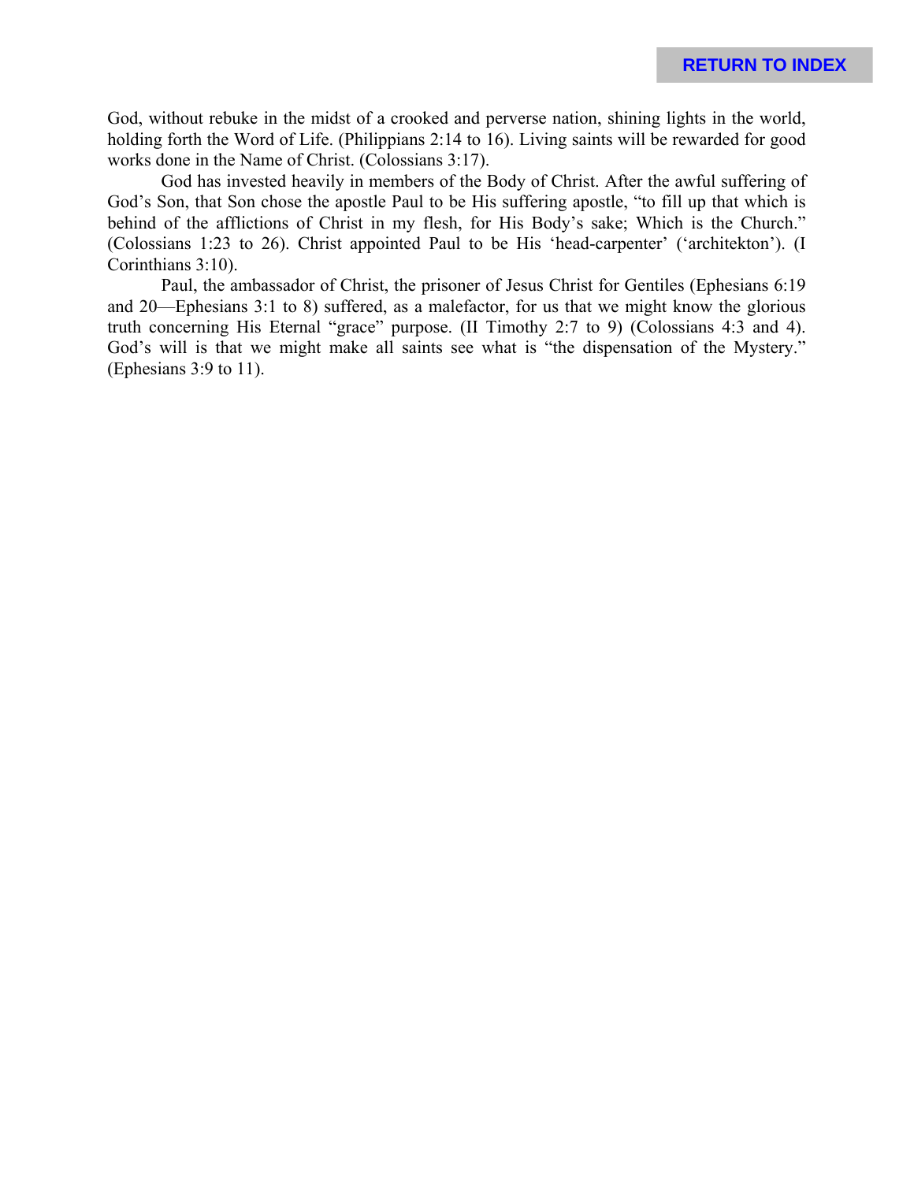God, without rebuke in the midst of a crooked and perverse nation, shining lights in the world, holding forth the Word of Life. (Philippians 2:14 to 16). Living saints will be rewarded for good works done in the Name of Christ. (Colossians 3:17).

God has invested heavily in members of the Body of Christ. After the awful suffering of God's Son, that Son chose the apostle Paul to be His suffering apostle, "to fill up that which is behind of the afflictions of Christ in my flesh, for His Body's sake; Which is the Church." (Colossians 1:23 to 26). Christ appointed Paul to be His 'head-carpenter' ('architekton'). (I Corinthians 3:10).

Paul, the ambassador of Christ, the prisoner of Jesus Christ for Gentiles (Ephesians 6:19 and 20—Ephesians 3:1 to 8) suffered, as a malefactor, for us that we might know the glorious truth concerning His Eternal "grace" purpose. (II Timothy 2:7 to 9) (Colossians 4:3 and 4). God's will is that we might make all saints see what is "the dispensation of the Mystery." (Ephesians 3:9 to 11).